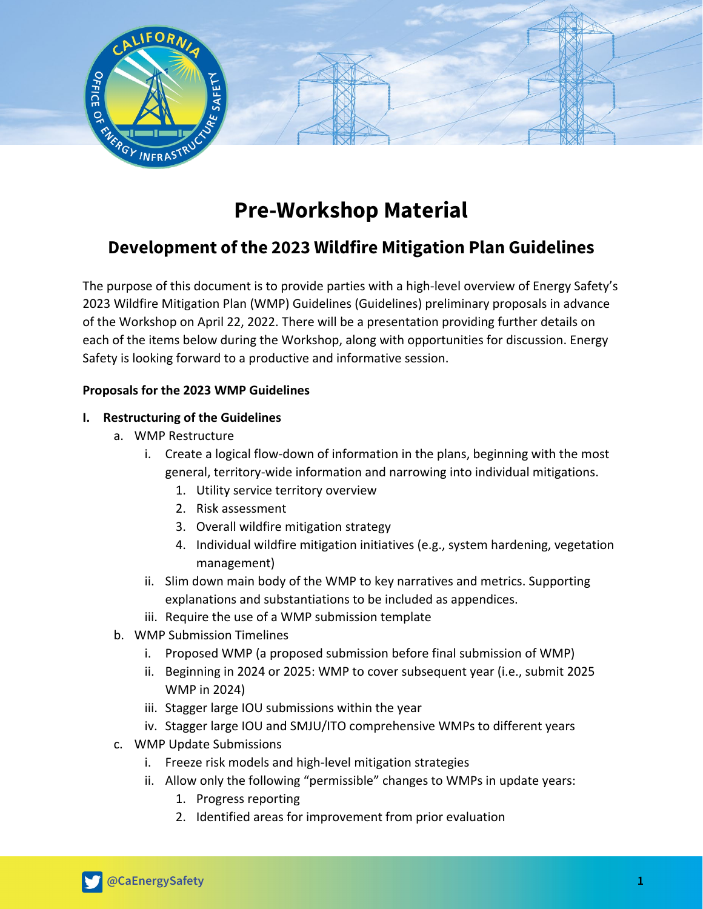# Pre-Workshop Material

## Development of the 2023 Wildfire Mitigation Plan Guidelines

The purpose of this document is to provide parties with a high-level overview of Energy Safety's 2023 Wildfire Mitigation Plan (WMP) Guidelines (Guidelines) preliminary proposals in advance of the Workshop on April 22, 2022. There will be a presentation providing further details on each of the items below during the Workshop, along with opportunities for discussion. Energy Safety is looking forward to a productive and informative session.

**Proposals for the 2023 WMP Guidelines**

- **I. Restructuring of the Guidelines**
  - a. WMP Restructure
    - i. Create a logical flow-down of information in the plans, beginning with the most general, territory-wide information and narrowing into individual mitigations.
      1. Utility service territory overview
      2. Risk assessment
      3. Overall wildfire mitigation strategy
      4. Individual wildfire mitigation initiatives (e.g., system hardening, vegetation management)
    - ii. Slim down main body of the WMP to key narratives and metrics. Supporting explanations and substantiations to be included as appendices.
    - iii. Require the use of a WMP submission template
  - b. WMP Submission Timelines
    - i. Proposed WMP (a proposed submission before final submission of WMP)
    - ii. Beginning in 2024 or 2025: WMP to cover subsequent year (i.e., submit 2025 WMP in 2024)
    - iii. Stagger large IOU submissions within the year
    - iv. Stagger large IOU and SMJU/ITO comprehensive WMPs to different years
  - c. WMP Update Submissions
    - i. Freeze risk models and high-level mitigation strategies
    - ii. Allow only the following "permissible" changes to WMPs in update years:
      1. Progress reporting
      2. Identified areas for improvement from prior evaluation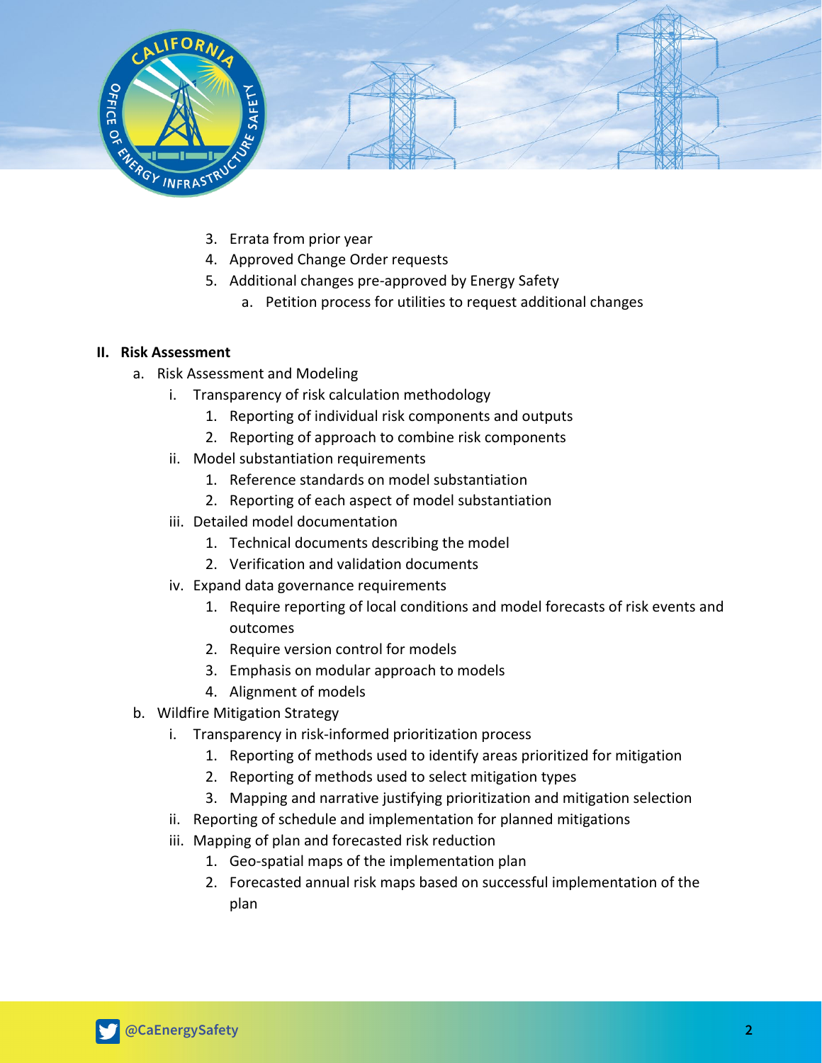3. Errata from prior year
4. Approved Change Order requests
5. Additional changes pre-approved by Energy Safety
    a. Petition process for utilities to request additional changes

**II. Risk Assessment**

a. Risk Assessment and Modeling
    i. Transparency of risk calculation methodology
        1. Reporting of individual risk components and outputs
        2. Reporting of approach to combine risk components
    ii. Model substantiation requirements
        1. Reference standards on model substantiation
        2. Reporting of each aspect of model substantiation
    iii. Detailed model documentation
        1. Technical documents describing the model
        2. Verification and validation documents
    iv. Expand data governance requirements
        1. Require reporting of local conditions and model forecasts of risk events and outcomes
        2. Require version control for models
        3. Emphasis on modular approach to models
        4. Alignment of models

b. Wildfire Mitigation Strategy
    i. Transparency in risk-informed prioritization process
        1. Reporting of methods used to identify areas prioritized for mitigation
        2. Reporting of methods used to select mitigation types
        3. Mapping and narrative justifying prioritization and mitigation selection
    ii. Reporting of schedule and implementation for planned mitigations
    iii. Mapping of plan and forecasted risk reduction
        1. Geo-spatial maps of the implementation plan
        2. Forecasted annual risk maps based on successful implementation of the plan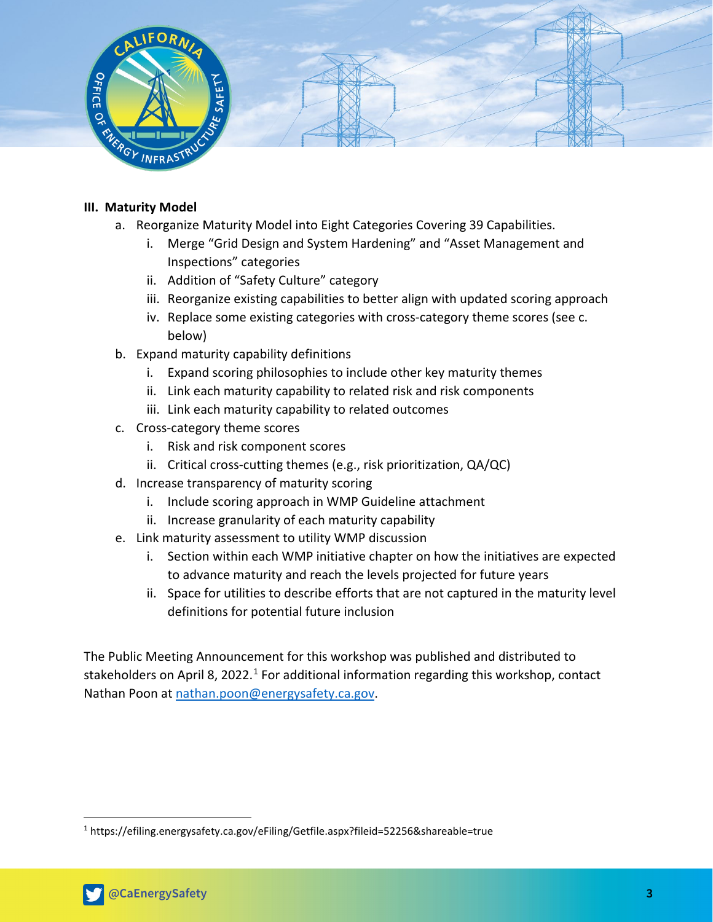### III. Maturity Model

a. Reorganize Maturity Model into Eight Categories Covering 39 Capabilities.
   i. Merge "Grid Design and System Hardening" and "Asset Management and Inspections" categories
   ii. Addition of "Safety Culture" category
   iii. Reorganize existing capabilities to better align with updated scoring approach
   iv. Replace some existing categories with cross-category theme scores (see c. below)
b. Expand maturity capability definitions
   i. Expand scoring philosophies to include other key maturity themes
   ii. Link each maturity capability to related risk and risk components
   iii. Link each maturity capability to related outcomes
c. Cross-category theme scores
   i. Risk and risk component scores
   ii. Critical cross-cutting themes (e.g., risk prioritization, QA/QC)
d. Increase transparency of maturity scoring
   i. Include scoring approach in WMP Guideline attachment
   ii. Increase granularity of each maturity capability
e. Link maturity assessment to utility WMP discussion
   i. Section within each WMP initiative chapter on how the initiatives are expected to advance maturity and reach the levels projected for future years
   ii. Space for utilities to describe efforts that are not captured in the maturity level definitions for potential future inclusion

The Public Meeting Announcement for this workshop was published and distributed to stakeholders on April 8, 2022.[1] For additional information regarding this workshop, contact Nathan Poon at nathan.poon@energysafety.ca.gov.

[1] https://efiling.energysafety.ca.gov/eFiling/Getfile.aspx?fileid=52256&shareable=true